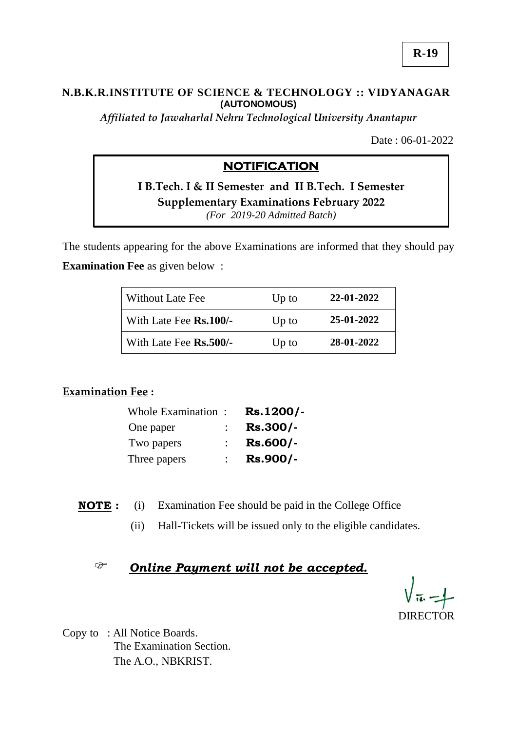**R-19**

**N.B.K.R.INSTITUTE OF SCIENCE & TECHNOLOGY :: VIDYANAGAR**
**(AUTONOMOUS)**
*Affiliated to Jawaharlal Nehru Technological University Anantapur*

Date : 06-01-2022

# NOTIFICATION

**I B.Tech. I & II Semester and II B.Tech. I Semester**
**Supplementary Examinations February 2022**
*(For 2019-20 Admitted Batch)*

The students appearing for the above Examinations are informed that they should pay **Examination Fee** as given below :

| | | |
|---|---|---|
| Without Late Fee | Up to | **22-01-2022** |
| With Late Fee **Rs.100/-** | Up to | **25-01-2022** |
| With Late Fee **Rs.500/-** | Up to | **28-01-2022** |

**Examination Fee :**

| | | |
|---|---|---|
| Whole Examination | : | **Rs.1200/-** |
| One paper | : | **Rs.300/-** |
| Two papers | : | **Rs.600/-** |
| Three papers | : | **Rs.900/-** |

**NOTE :** (i) Examination Fee should be paid in the College Office

(ii) Hall-Tickets will be issued only to the eligible candidates.

☞ ***Online Payment will not be accepted.***

DIRECTOR

Copy to : All Notice Boards.
The Examination Section.
The A.O., NBKRIST.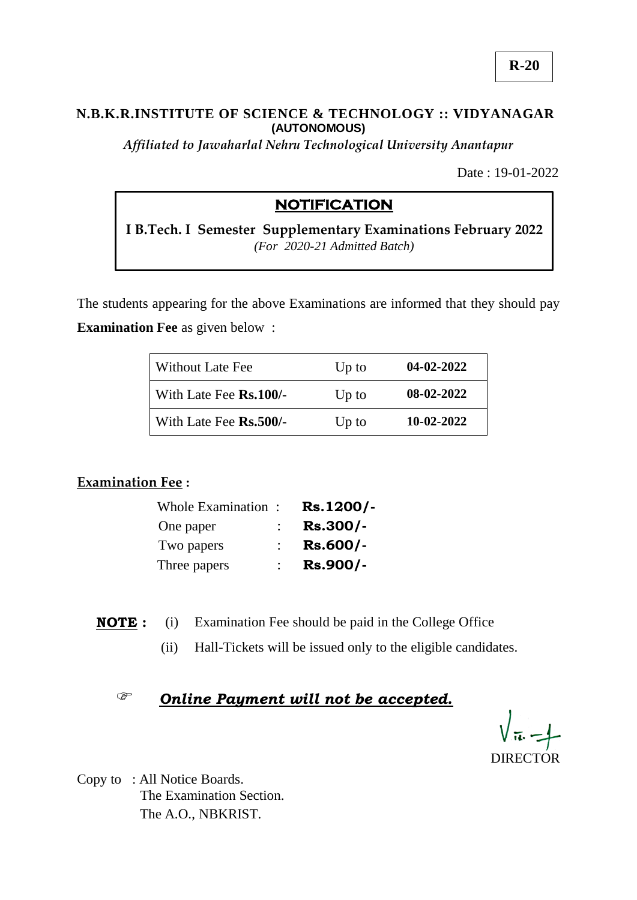**R-20**

**N.B.K.R.INSTITUTE OF SCIENCE & TECHNOLOGY :: VIDYANAGAR**
**(AUTONOMOUS)**
*Affiliated to Jawaharlal Nehru Technological University Anantapur*

Date : 19-01-2022

## NOTIFICATION

**I B.Tech. I Semester Supplementary Examinations February 2022**
*(For 2020-21 Admitted Batch)*

The students appearing for the above Examinations are informed that they should pay **Examination Fee** as given below :

| | | |
|---|---|---|
| Without Late Fee | Up to | **04-02-2022** |
| With Late Fee **Rs.100/-** | Up to | **08-02-2022** |
| With Late Fee **Rs.500/-** | Up to | **10-02-2022** |

**Examination Fee :**

| | | |
|---|---|---|
| Whole Examination | : | **Rs.1200/-** |
| One paper | : | **Rs.300/-** |
| Two papers | : | **Rs.600/-** |
| Three papers | : | **Rs.900/-** |

**NOTE :**
(i) Examination Fee should be paid in the College Office
(ii) Hall-Tickets will be issued only to the eligible candidates.

☞ ***Online Payment will not be accepted.***

DIRECTOR

Copy to : All Notice Boards.
The Examination Section.
The A.O., NBKRIST.